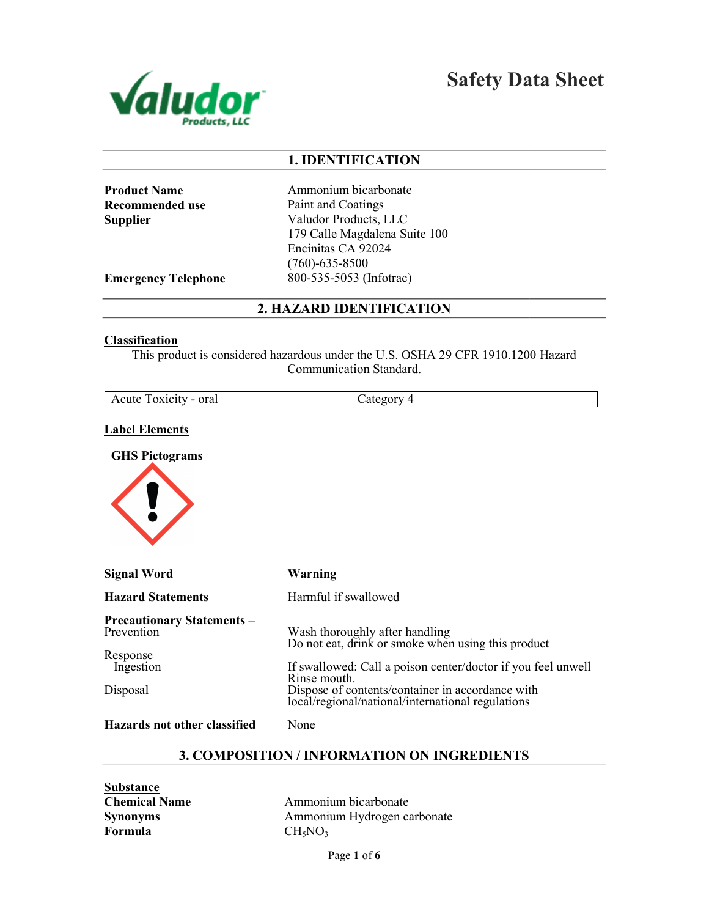# Safety Data Sheet

## 1. IDENTIFICATION

**Product Name** Ammonium bicarbonate
**Recommended use** Paint and Coatings
**Supplier** Valudor Products, LLC
179 Calle Magdalena Suite 100
Encinitas CA 92024
(760)-635-8500
**Emergency Telephone** 800-535-5053 (Infotrac)

## 2. HAZARD IDENTIFICATION

**Classification**

This product is considered hazardous under the U.S. OSHA 29 CFR 1910.1200 Hazard Communication Standard.

| Acute Toxicity - oral | Category 4 |
|---|---|

**Label Elements**

**GHS Pictograms**

**Signal Word** **Warning**

**Hazard Statements** Harmful if swallowed

**Precautionary Statements** – Prevention
Wash thoroughly after handling
Do not eat, drink or smoke when using this product

Response
Ingestion
If swallowed: Call a poison center/doctor if you feel unwell
Rinse mouth.

Disposal
Dispose of contents/container in accordance with local/regional/national/international regulations

**Hazards not other classified** None

## 3. COMPOSITION / INFORMATION ON INGREDIENTS

**Substance**

**Chemical Name** Ammonium bicarbonate
**Synonyms** Ammonium Hydrogen carbonate
**Formula** $CH_5NO_3$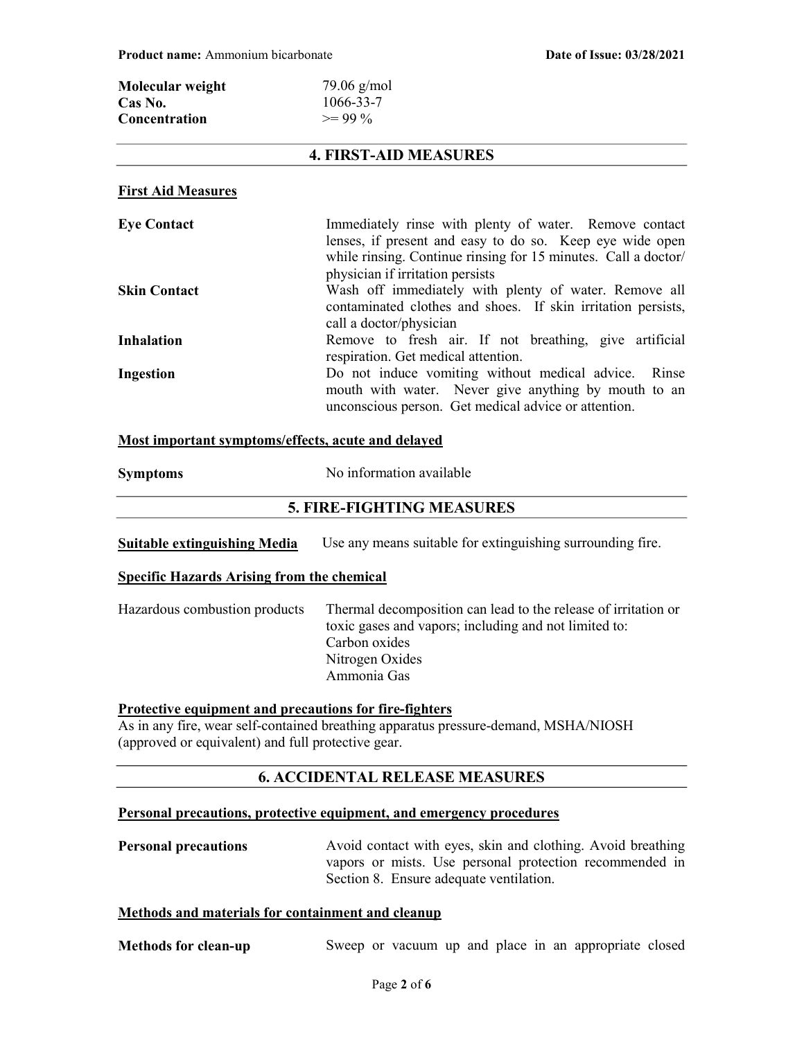| | |
|---|---|
| **Molecular weight** | 79.06 g/mol |
| **Cas No.** | 1066-33-7 |
| **Concentration** | >= 99 % |

## 4. FIRST-AID MEASURES

### First Aid Measures

| | |
|---|---|
| **Eye Contact** | Immediately rinse with plenty of water. Remove contact lenses, if present and easy to do so. Keep eye wide open while rinsing. Continue rinsing for 15 minutes. Call a doctor/ physician if irritation persists |
| **Skin Contact** | Wash off immediately with plenty of water. Remove all contaminated clothes and shoes. If skin irritation persists, call a doctor/physician |
| **Inhalation** | Remove to fresh air. If not breathing, give artificial respiration. Get medical attention. |
| **Ingestion** | Do not induce vomiting without medical advice. Rinse mouth with water. Never give anything by mouth to an unconscious person. Get medical advice or attention. |

### Most important symptoms/effects, acute and delayed

| | |
|---|---|
| **Symptoms** | No information available |

## 5. FIRE-FIGHTING MEASURES

**Suitable extinguishing Media** Use any means suitable for extinguishing surrounding fire.

### Specific Hazards Arising from the chemical

Hazardous combustion products: Thermal decomposition can lead to the release of irritation or toxic gases and vapors; including and not limited to:
Carbon oxides
Nitrogen Oxides
Ammonia Gas

### Protective equipment and precautions for fire-fighters

As in any fire, wear self-contained breathing apparatus pressure-demand, MSHA/NIOSH (approved or equivalent) and full protective gear.

## 6. ACCIDENTAL RELEASE MEASURES

### Personal precautions, protective equipment, and emergency procedures

| | |
|---|---|
| **Personal precautions** | Avoid contact with eyes, skin and clothing. Avoid breathing vapors or mists. Use personal protection recommended in Section 8. Ensure adequate ventilation. |

### Methods and materials for containment and cleanup

| | |
|---|---|
| **Methods for clean-up** | Sweep or vacuum up and place in an appropriate closed |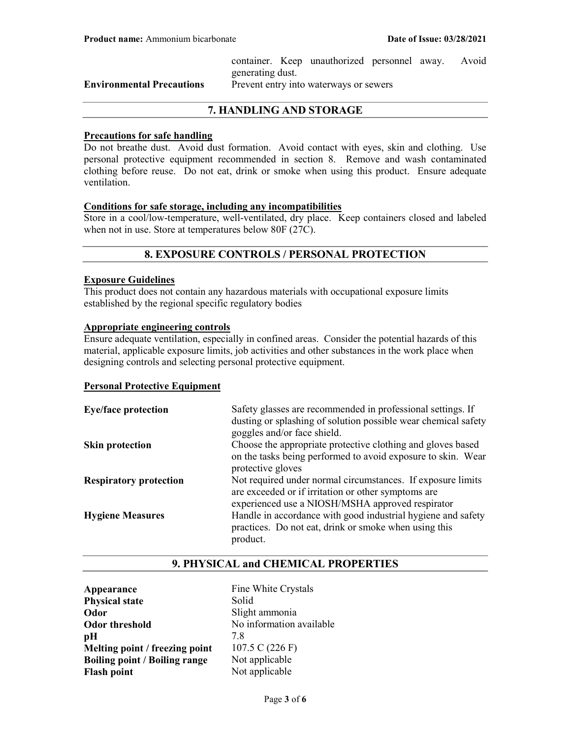| | |
|---|---|
| | container. Keep unauthorized personnel away. Avoid generating dust. |
| **Environmental Precautions** | Prevent entry into waterways or sewers |

## 7. HANDLING AND STORAGE

**Precautions for safe handling**

Do not breathe dust. Avoid dust formation. Avoid contact with eyes, skin and clothing. Use personal protective equipment recommended in section 8. Remove and wash contaminated clothing before reuse. Do not eat, drink or smoke when using this product. Ensure adequate ventilation.

**Conditions for safe storage, including any incompatibilities**

Store in a cool/low-temperature, well-ventilated, dry place. Keep containers closed and labeled when not in use. Store at temperatures below 80F (27C).

## 8. EXPOSURE CONTROLS / PERSONAL PROTECTION

**Exposure Guidelines**

This product does not contain any hazardous materials with occupational exposure limits established by the regional specific regulatory bodies

**Appropriate engineering controls**

Ensure adequate ventilation, especially in confined areas. Consider the potential hazards of this material, applicable exposure limits, job activities and other substances in the work place when designing controls and selecting personal protective equipment.

**Personal Protective Equipment**

| | |
|---|---|
| **Eye/face protection** | Safety glasses are recommended in professional settings. If dusting or splashing of solution possible wear chemical safety goggles and/or face shield. |
| **Skin protection** | Choose the appropriate protective clothing and gloves based on the tasks being performed to avoid exposure to skin. Wear protective gloves |
| **Respiratory protection** | Not required under normal circumstances. If exposure limits are exceeded or if irritation or other symptoms are experienced use a NIOSH/MSHA approved respirator |
| **Hygiene Measures** | Handle in accordance with good industrial hygiene and safety practices. Do not eat, drink or smoke when using this product. |

## 9. PHYSICAL and CHEMICAL PROPERTIES

| | |
|---|---|
| **Appearance** | Fine White Crystals |
| **Physical state** | Solid |
| **Odor** | Slight ammonia |
| **Odor threshold** | No information available |
| **pH** | 7.8 |
| **Melting point / freezing point** | 107.5 C (226 F) |
| **Boiling point / Boiling range** | Not applicable |
| **Flash point** | Not applicable |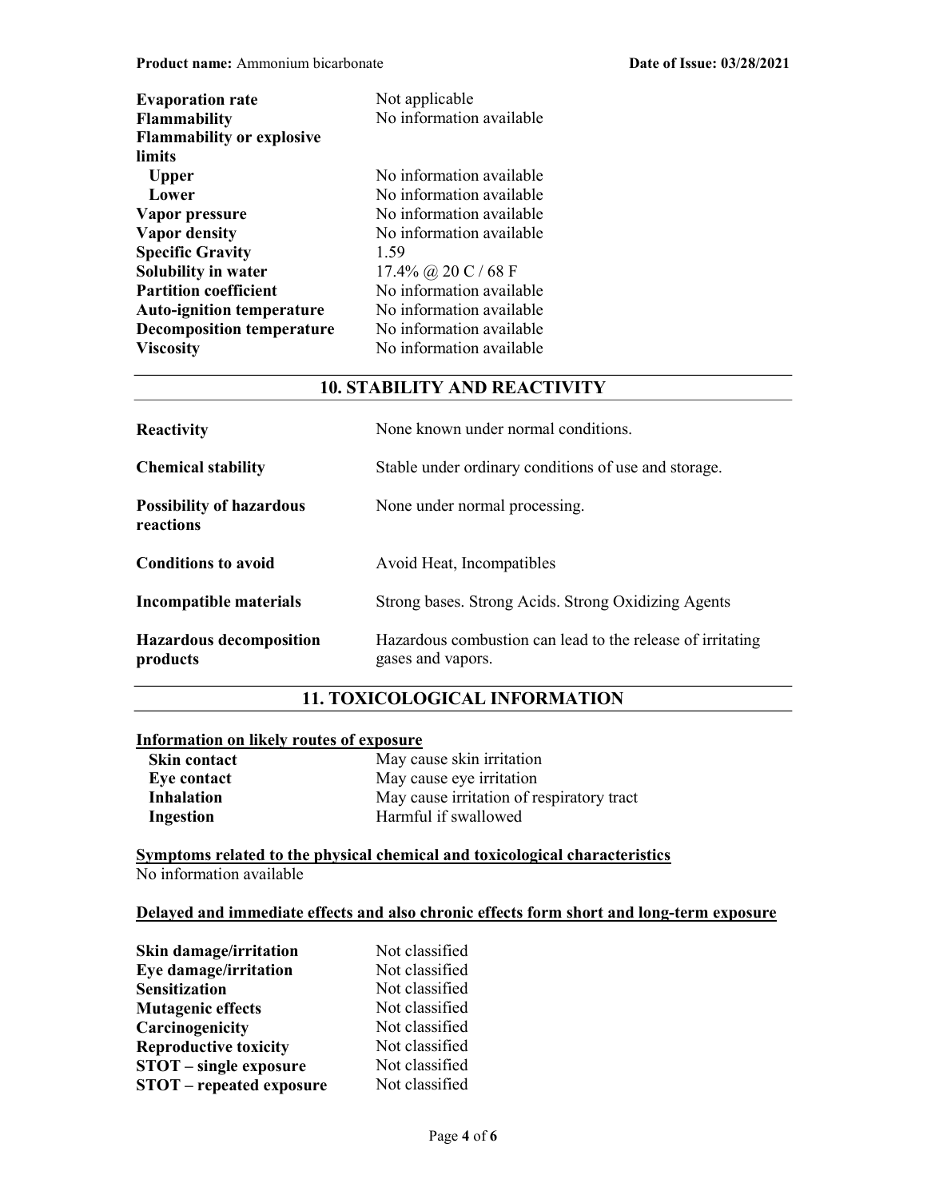| | |
|---|---|
| **Evaporation rate** | Not applicable |
| **Flammability** | No information available |
| **Flammability or explosive limits** | |
| **Upper** | No information available |
| **Lower** | No information available |
| **Vapor pressure** | No information available |
| **Vapor density** | No information available |
| **Specific Gravity** | 1.59 |
| **Solubility in water** | 17.4% @ 20 C / 68 F |
| **Partition coefficient** | No information available |
| **Auto-ignition temperature** | No information available |
| **Decomposition temperature** | No information available |
| **Viscosity** | No information available |

## 10. STABILITY AND REACTIVITY

| | |
|---|---|
| **Reactivity** | None known under normal conditions. |
| **Chemical stability** | Stable under ordinary conditions of use and storage. |
| **Possibility of hazardous reactions** | None under normal processing. |
| **Conditions to avoid** | Avoid Heat, Incompatibles |
| **Incompatible materials** | Strong bases. Strong Acids. Strong Oxidizing Agents |
| **Hazardous decomposition products** | Hazardous combustion can lead to the release of irritating gases and vapors. |

## 11. TOXICOLOGICAL INFORMATION

**Information on likely routes of exposure**

| | |
|---|---|
| **Skin contact** | May cause skin irritation |
| **Eye contact** | May cause eye irritation |
| **Inhalation** | May cause irritation of respiratory tract |
| **Ingestion** | Harmful if swallowed |

**Symptoms related to the physical chemical and toxicological characteristics**

No information available

**Delayed and immediate effects and also chronic effects form short and long-term exposure**

| | |
|---|---|
| **Skin damage/irritation** | Not classified |
| **Eye damage/irritation** | Not classified |
| **Sensitization** | Not classified |
| **Mutagenic effects** | Not classified |
| **Carcinogenicity** | Not classified |
| **Reproductive toxicity** | Not classified |
| **STOT – single exposure** | Not classified |
| **STOT – repeated exposure** | Not classified |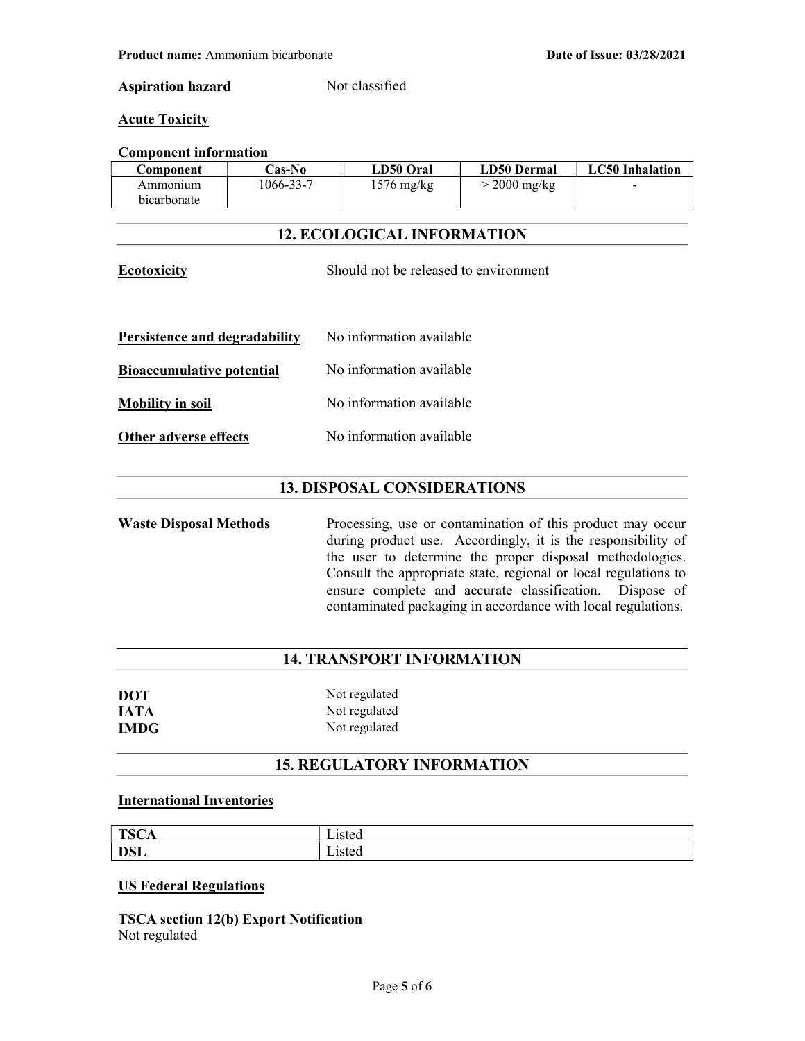**Aspiration hazard** Not classified

**Acute Toxicity**

**Component information**

| Component | Cas-No | LD50 Oral | LD50 Dermal | LC50 Inhalation |
|---|---|---|---|---|
| Ammonium bicarbonate | 1066-33-7 | 1576 mg/kg | > 2000 mg/kg | - |

## 12. ECOLOGICAL INFORMATION

**Ecotoxicity** Should not be released to environment

**Persistence and degradability** No information available

**Bioaccumulative potential** No information available

**Mobility in soil** No information available

**Other adverse effects** No information available

## 13. DISPOSAL CONSIDERATIONS

**Waste Disposal Methods** Processing, use or contamination of this product may occur during product use. Accordingly, it is the responsibility of the user to determine the proper disposal methodologies. Consult the appropriate state, regional or local regulations to ensure complete and accurate classification. Dispose of contaminated packaging in accordance with local regulations.

## 14. TRANSPORT INFORMATION

**DOT** Not regulated
**IATA** Not regulated
**IMDG** Not regulated

## 15. REGULATORY INFORMATION

**International Inventories**

| | |
|---|---|
| **TSCA** | Listed |
| **DSL** | Listed |

**US Federal Regulations**

**TSCA section 12(b) Export Notification**
Not regulated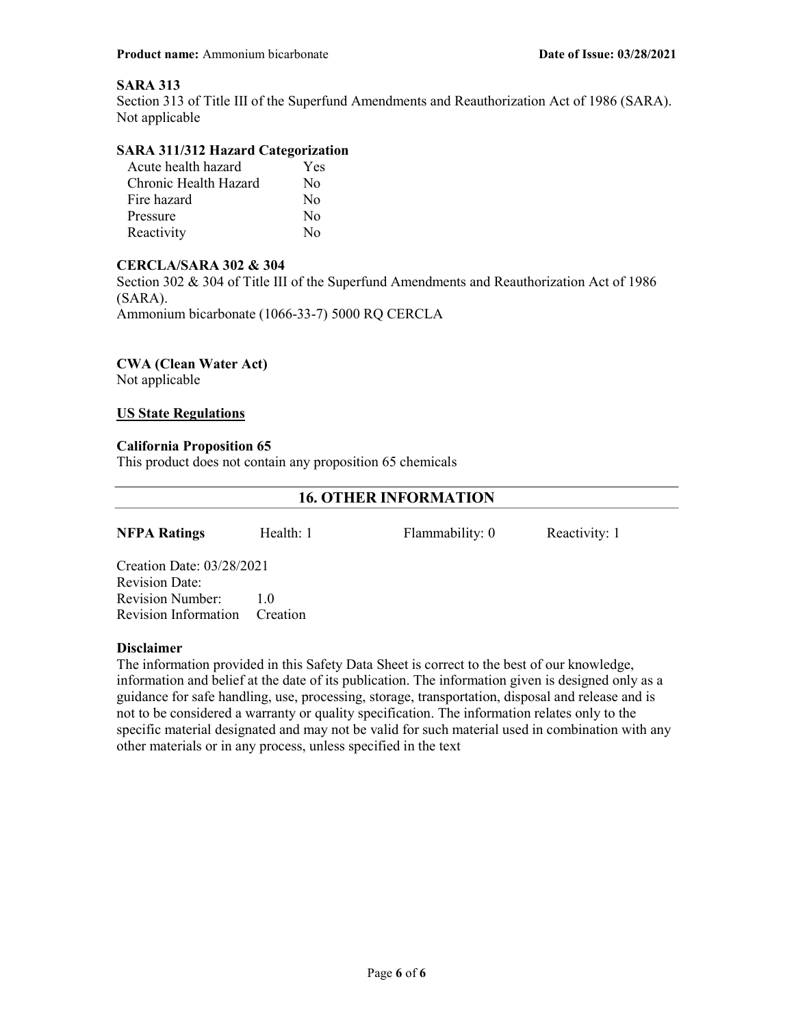### SARA 313

Section 313 of Title III of the Superfund Amendments and Reauthorization Act of 1986 (SARA).
Not applicable

### SARA 311/312 Hazard Categorization

| | |
|---|---|
| Acute health hazard | Yes |
| Chronic Health Hazard | No |
| Fire hazard | No |
| Pressure | No |
| Reactivity | No |

### CERCLA/SARA 302 & 304

Section 302 & 304 of Title III of the Superfund Amendments and Reauthorization Act of 1986 (SARA).
Ammonium bicarbonate (1066-33-7) 5000 RQ CERCLA

### CWA (Clean Water Act)

Not applicable

### US State Regulations

### California Proposition 65

This product does not contain any proposition 65 chemicals

## 16. OTHER INFORMATION

| | | | |
|---|---|---|---|
| **NFPA Ratings** | Health: 1 | Flammability: 0 | Reactivity: 1 |

Creation Date: 03/28/2021
Revision Date:
Revision Number: 1.0
Revision Information Creation

### Disclaimer

The information provided in this Safety Data Sheet is correct to the best of our knowledge, information and belief at the date of its publication. The information given is designed only as a guidance for safe handling, use, processing, storage, transportation, disposal and release and is not to be considered a warranty or quality specification. The information relates only to the specific material designated and may not be valid for such material used in combination with any other materials or in any process, unless specified in the text